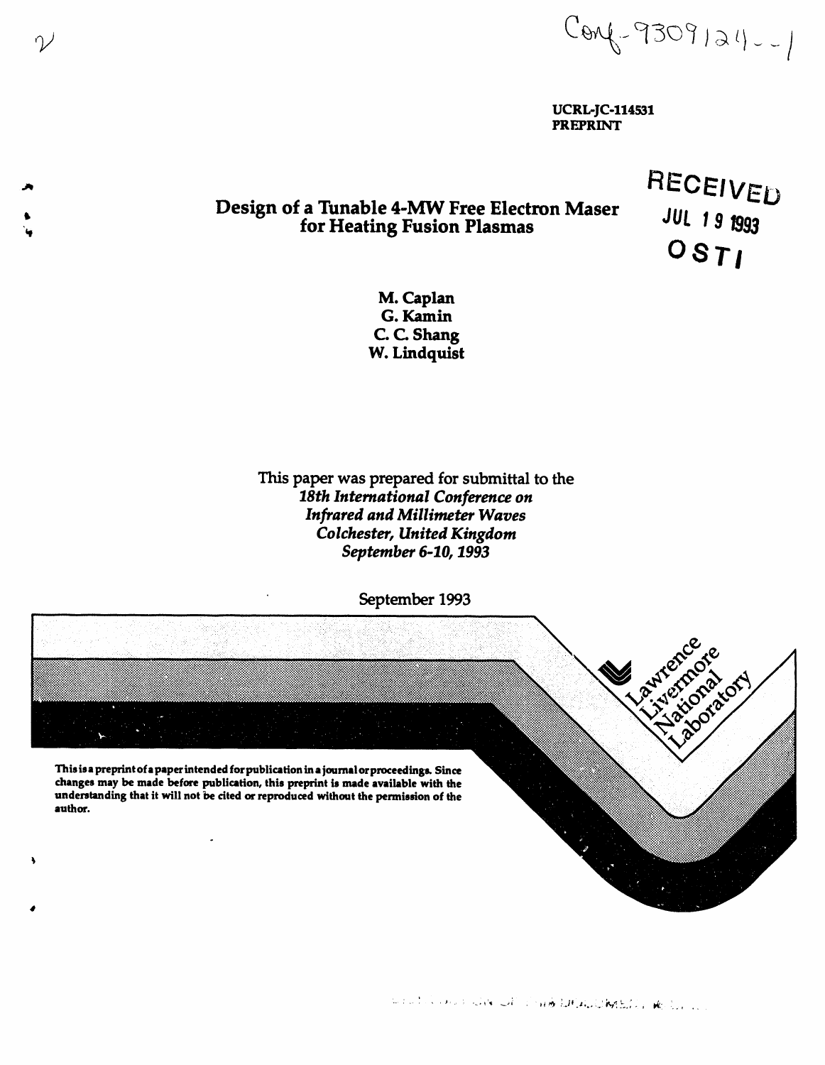Conf-9309124--1

UCRL-JC-114531
PREPRINT

RECEIVED
JUL 19 1993
OSTI

# Design of a Tunable 4-MW Free Electron Maser for Heating Fusion Plasmas

**M. Caplan**
**G. Kamin**
**C. C. Shang**
**W. Lindquist**

This paper was prepared for submittal to the
*18th International Conference on Infrared and Millimeter Waves*
*Colchester, United Kingdom*
*September 6-10, 1993*

September 1993

Lawrence Livermore National Laboratory

**This is a preprint of a paper intended for publication in a journal or proceedings. Since changes may be made before publication, this preprint is made available with the understanding that it will not be cited or reproduced without the permission of the author.**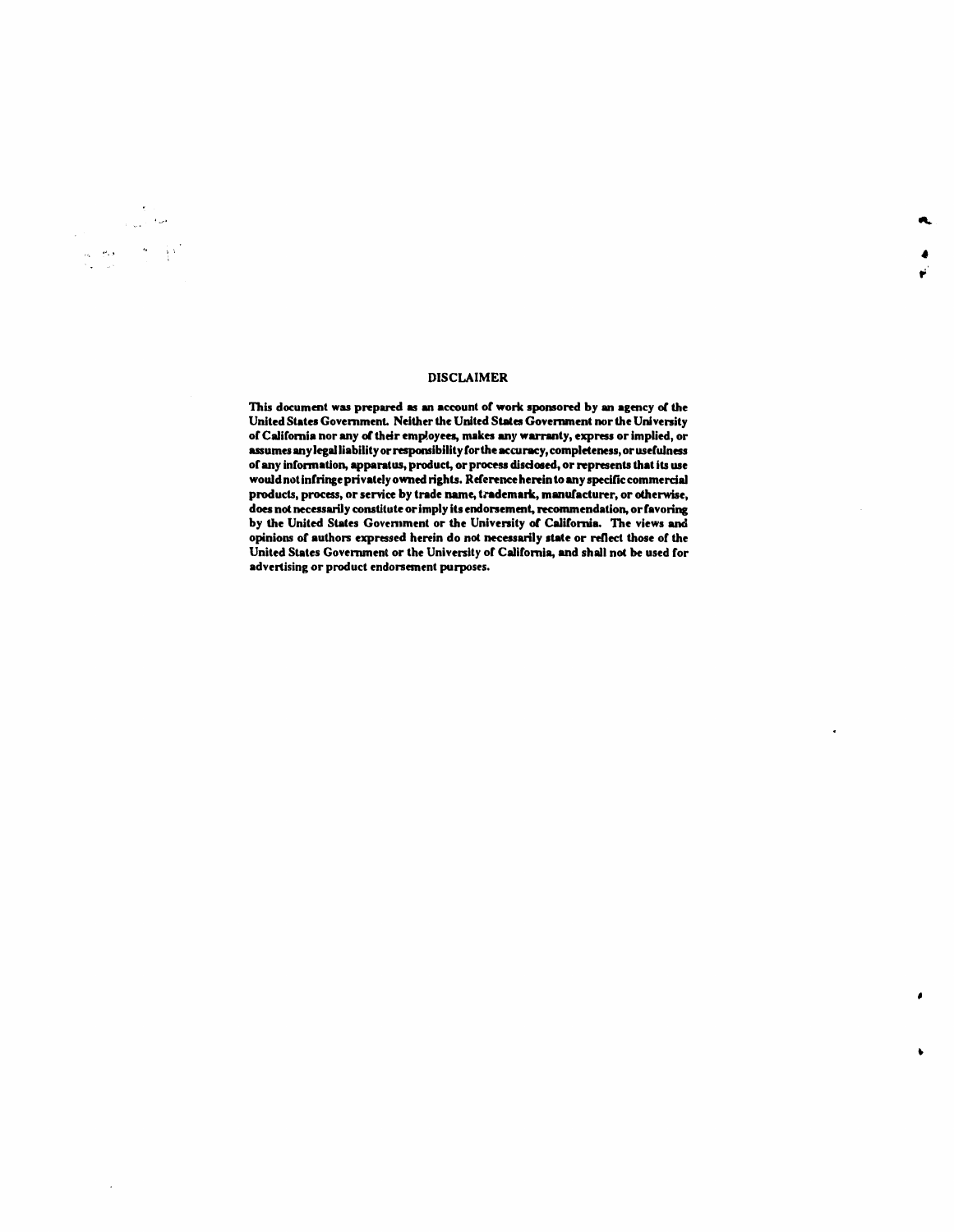## DISCLAIMER

This document was prepared as an account of work sponsored by an agency of the United States Government. Neither the United States Government nor the University of California nor any of their employees, makes any warranty, express or implied, or assumes any legal liability or responsibility for the accuracy, completeness, or usefulness of any information, apparatus, product, or process disclosed, or represents that its use would not infringe privately owned rights. Reference herein to any specific commercial products, process, or service by trade name, trademark, manufacturer, or otherwise, does not necessarily constitute or imply its endorsement, recommendation, or favoring by the United States Government or the University of California. The views and opinions of authors expressed herein do not necessarily state or reflect those of the United States Government or the University of California, and shall not be used for advertising or product endorsement purposes.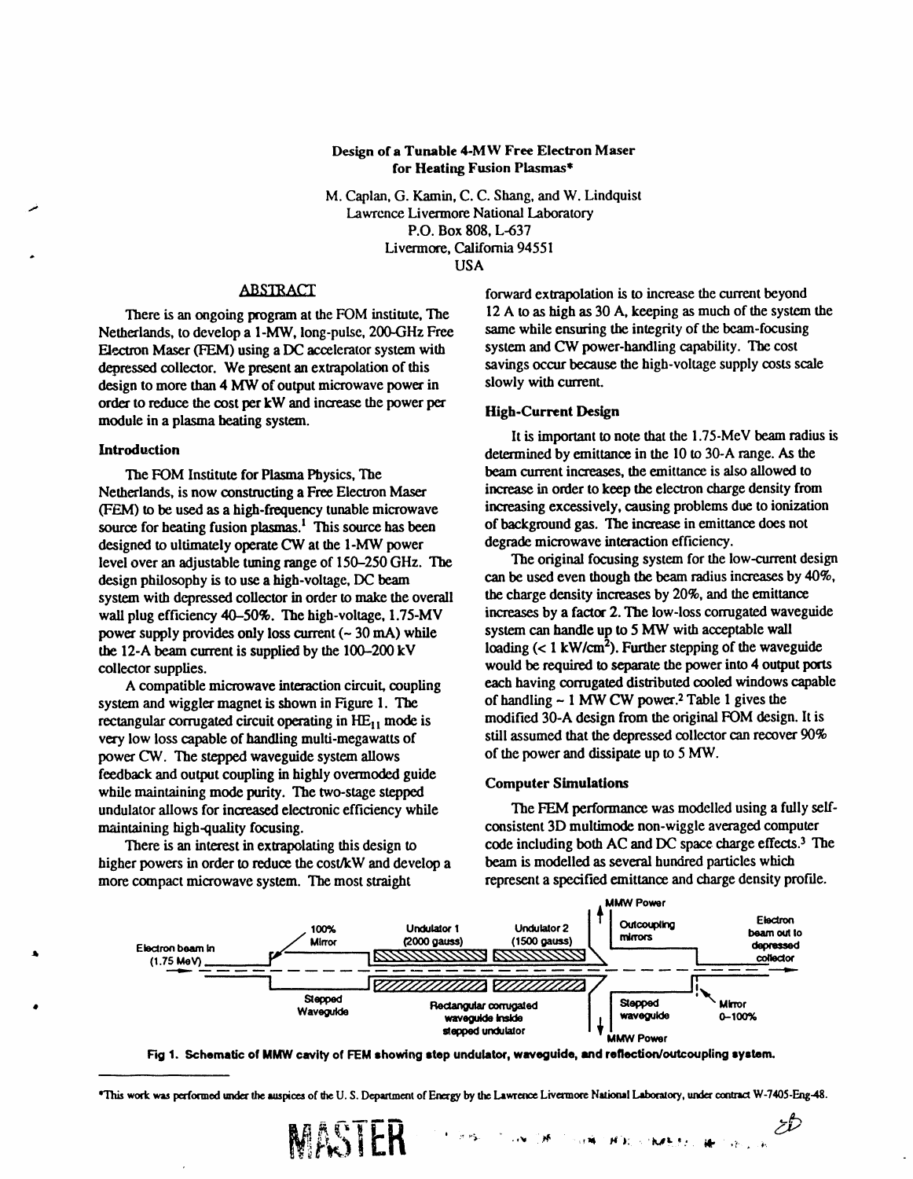# Design of a Tunable 4-MW Free Electron Maser for Heating Fusion Plasmas*

M. Caplan, G. Kamin, C. C. Shang, and W. Lindquist
Lawrence Livermore National Laboratory
P.O. Box 808, L-637
Livermore, California 94551
USA

## ABSTRACT

There is an ongoing program at the FOM institute, The Netherlands, to develop a 1-MW, long-pulse, 200-GHz Free Electron Maser (FEM) using a DC accelerator system with depressed collector. We present an extrapolation of this design to more than 4 MW of output microwave power in order to reduce the cost per kW and increase the power per module in a plasma heating system.

## Introduction

The FOM Institute for Plasma Physics, The Netherlands, is now constructing a Free Electron Maser (FEM) to be used as a high-frequency tunable microwave source for heating fusion plasmas.[1] This source has been designed to ultimately operate CW at the 1-MW power level over an adjustable tuning range of 150–250 GHz. The design philosophy is to use a high-voltage, DC beam system with depressed collector in order to make the overall wall plug efficiency 40–50%. The high-voltage, 1.75-MV power supply provides only loss current (~ 30 mA) while the 12-A beam current is supplied by the 100–200 kV collector supplies.

A compatible microwave interaction circuit, coupling system and wiggler magnet is shown in Figure 1. The rectangular corrugated circuit operating in $HE_{11}$ mode is very low loss capable of handling multi-megawatts of power CW. The stepped waveguide system allows feedback and output coupling in highly overmoded guide while maintaining mode purity. The two-stage stepped undulator allows for increased electronic efficiency while maintaining high-quality focusing.

There is an interest in extrapolating this design to higher powers in order to reduce the cost/kW and develop a more compact microwave system. The most straight forward extrapolation is to increase the current beyond 12 A to as high as 30 A, keeping as much of the system the same while ensuring the integrity of the beam-focusing system and CW power-handling capability. The cost savings occur because the high-voltage supply costs scale slowly with current.

## High-Current Design

It is important to note that the 1.75-MeV beam radius is determined by emittance in the 10 to 30-A range. As the beam current increases, the emittance is also allowed to increase in order to keep the electron charge density from increasing excessively, causing problems due to ionization of background gas. The increase in emittance does not degrade microwave interaction efficiency.

The original focusing system for the low-current design can be used even though the beam radius increases by 40%, the charge density increases by 20%, and the emittance increases by a factor 2. The low-loss corrugated waveguide system can handle up to 5 MW with acceptable wall loading (< 1 kW/cm$^2$). Further stepping of the waveguide would be required to separate the power into 4 output ports each having corrugated distributed cooled windows capable of handling ~ 1 MW CW power.[2] Table 1 gives the modified 30-A design from the original FOM design. It is still assumed that the depressed collector can recover 90% of the power and dissipate up to 5 MW.

## Computer Simulations

The FEM performance was modelled using a fully self-consistent 3D multimode non-wiggle averaged computer code including both AC and DC space charge effects.[3] The beam is modelled as several hundred particles which represent a specified emittance and charge density profile.

Electron beam in (1.75 MeV) | 100% Mirror | Stepped Waveguide | Undulator 1 (2000 gauss) | Undulator 2 (1500 gauss) | Rectangular corrugated waveguide inside stepped undulator | MMW Power | Outcoupling mirrors | Stepped waveguide | MMW Power | Electron beam out to depressed collector | Mirror 0–100%

**Fig 1. Schematic of MMW cavity of FEM showing step undulator, waveguide, and reflection/outcoupling system.**

*This work was performed under the auspices of the U. S. Department of Energy by the Lawrence Livermore National Laboratory, under contract W-7405-Eng-48.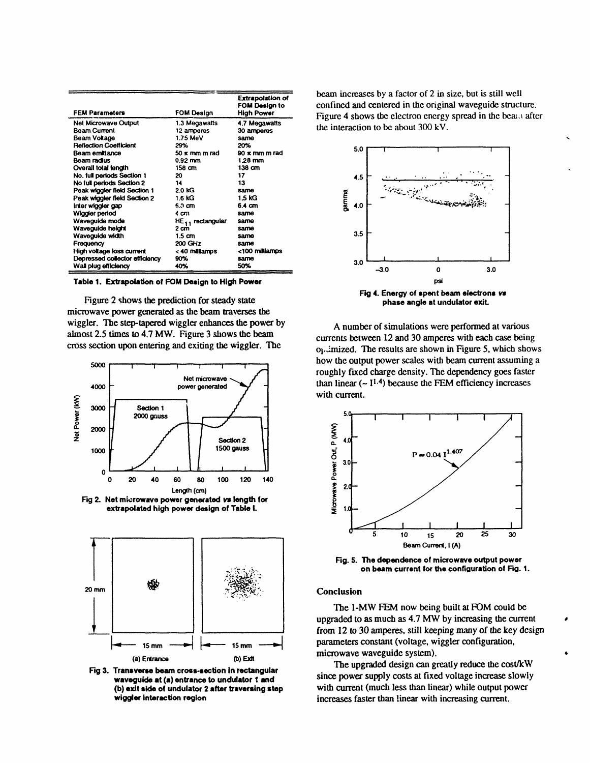| FEM Parameters | FOM Design | Extrapolation of FOM Design to High Power |
|---|---|---|
| Net Microwave Output | 1.3 Megawatts | 4.7 Megawatts |
| Beam Current | 12 amperes | 30 amperes |
| Beam Voltage | 1.75 MeV | same |
| Reflection Coefficient | 29% | 20% |
| Beam emittance | 50 π mm m rad | 90 π mm m rad |
| Beam radius | 0.92 mm | 1.28 mm |
| Overall total length | 158 cm | 138 cm |
| No. full periods Section 1 | 20 | 17 |
| No full periods Section 2 | 14 | 13 |
| Peak wiggler field Section 1 | 2.0 kG | same |
| Peak wiggler field Section 2 | 1.6 kG | 1.5 kG |
| Inter wiggler gap | 6.0 cm | 6.4 cm |
| Wiggler period | 4 cm | same |
| Waveguide mode | $HE_{11}$ rectangular | same |
| Waveguide height | 2 cm | same |
| Waveguide width | 1.5 cm | same |
| Frequency | 200 GHz | same |
| High voltage loss current | < 40 milliamps | <100 milliamps |
| Depressed collector efficiency | 90% | same |
| Wall plug efficiency | 40% | 50% |

**Table 1. Extrapolation of FOM Design to High Power**

Figure 2 shows the prediction for steady state microwave power generated as the beam traverses the wiggler. The step-tapered wiggler enhances the power by almost 2.5 times to 4.7 MW. Figure 3 shows the beam cross section upon entering and exiting the wiggler. The beam increases by a factor of 2 in size, but is still well confined and centered in the original waveguide structure. Figure 4 shows the electron energy spread in the beam after the interaction to be about 300 kV.

**Fig 2. Net microwave power generated vs length for extrapolated high power design of Table I.**

**Fig 3. Transverse beam cross-section in rectangular waveguide at (a) entrance to undulator 1 and (b) exit side of undulator 2 after traversing step wiggler interaction region**

**Fig 4. Energy of spent beam electrons vs phase angle at undulator exit.**

A number of simulations were performed at various currents between 12 and 30 amperes with each case being optimized. The results are shown in Figure 5, which shows how the output power scales with beam current assuming a roughly fixed charge density. The dependency goes faster than linear ($\sim I^{1.4}$) because the FEM efficiency increases with current.

**Fig. 5. The dependence of microwave output power on beam current for the configuration of Fig. 1.**

## Conclusion

The 1-MW FEM now being built at FOM could be upgraded to as much as 4.7 MW by increasing the current from 12 to 30 amperes, still keeping many of the key design parameters constant (voltage, wiggler configuration, microwave waveguide system).

The upgraded design can greatly reduce the cost/kW since power supply costs at fixed voltage increase slowly with current (much less than linear) while output power increases faster than linear with increasing current.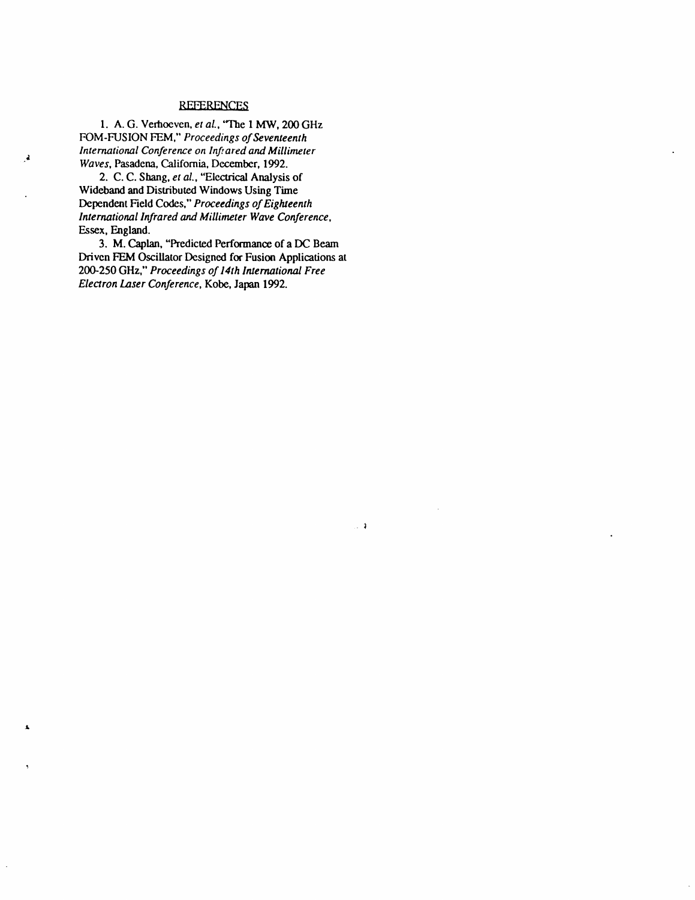## REFERENCES

1. A. G. Verhoeven, *et al.*, "The 1 MW, 200 GHz FOM-FUSION FEM," *Proceedings of Seventeenth International Conference on Infrared and Millimeter Waves*, Pasadena, California, December, 1992.

2. C. C. Shang, *et al.*, "Electrical Analysis of Wideband and Distributed Windows Using Time Dependent Field Codes," *Proceedings of Eighteenth International Infrared and Millimeter Wave Conference*, Essex, England.

3. M. Caplan, "Predicted Performance of a DC Beam Driven FEM Oscillator Designed for Fusion Applications at 200-250 GHz," *Proceedings of 14th International Free Electron Laser Conference*, Kobe, Japan 1992.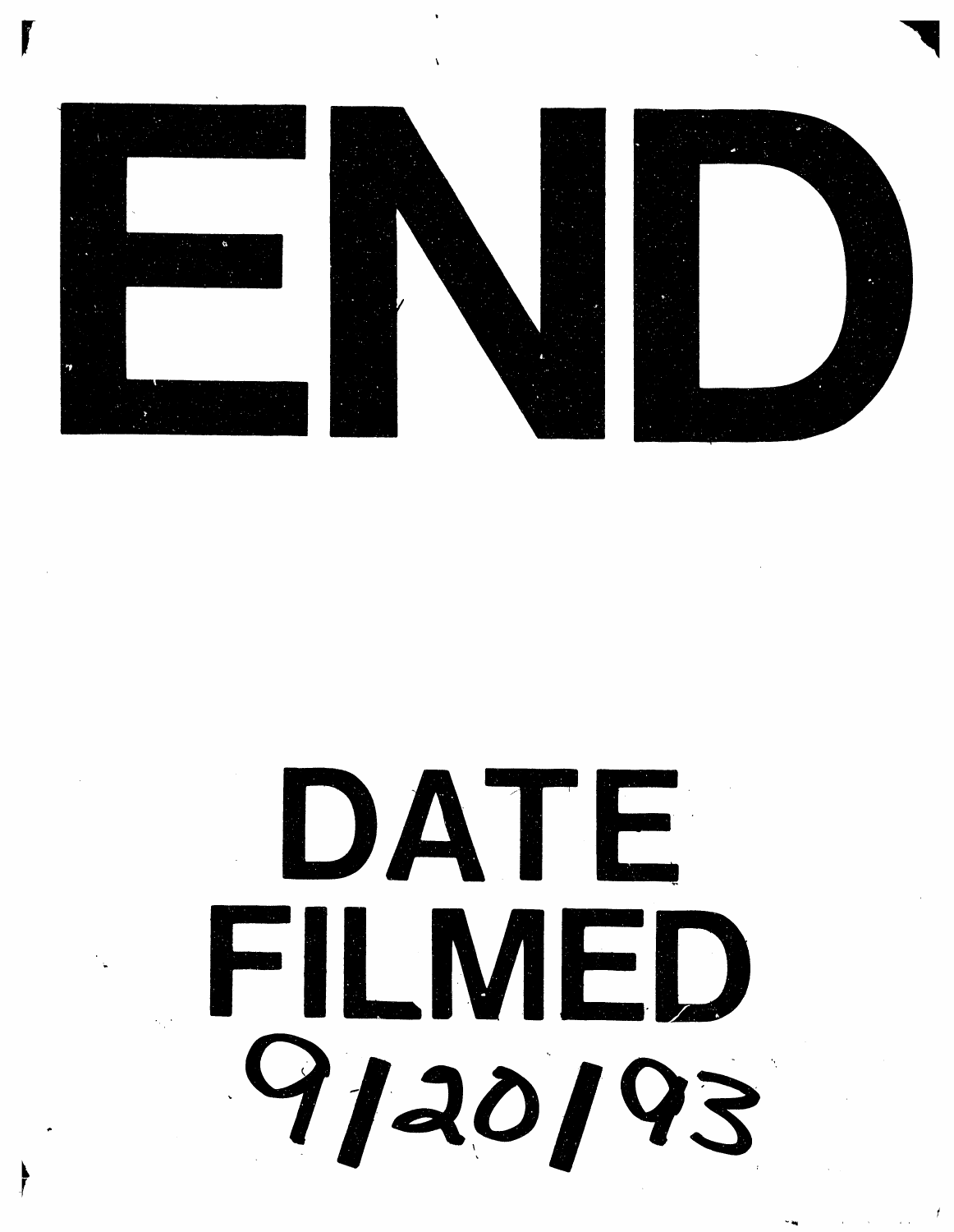# END

# DATE FILMED

9/20/93